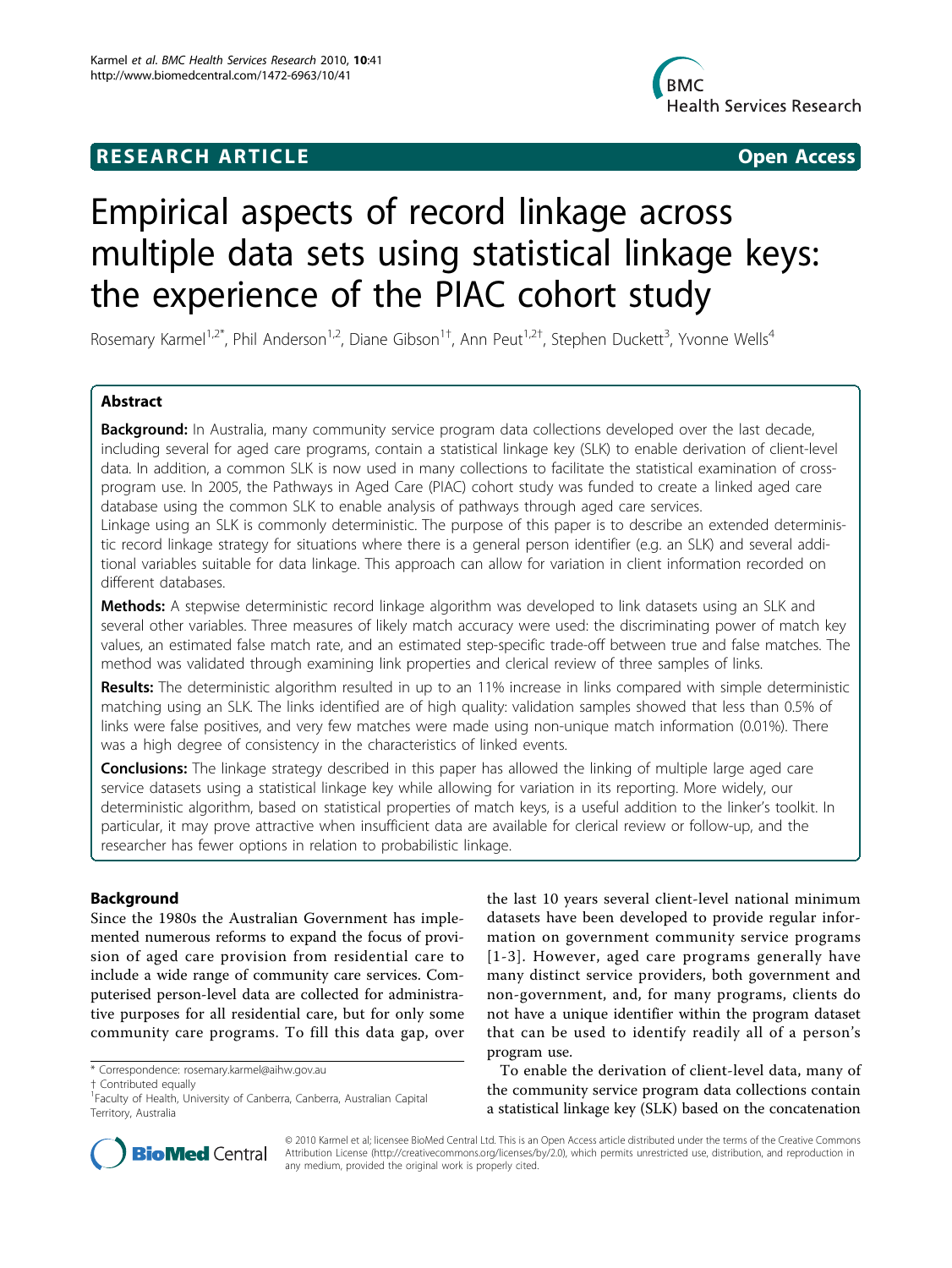RESEARCH ARTICLE **Open Access**

# Empirical aspects of record linkage across multiple data sets using statistical linkage keys: the experience of the PIAC cohort study

Rosemary Karmel[1,2*], Phil Anderson[1,2], Diane Gibson[1†], Ann Peut[1,2†], Stephen Duckett[3], Yvonne Wells[4]

## Abstract

**Background:** In Australia, many community service program data collections developed over the last decade, including several for aged care programs, contain a statistical linkage key (SLK) to enable derivation of client-level data. In addition, a common SLK is now used in many collections to facilitate the statistical examination of cross-program use. In 2005, the Pathways in Aged Care (PIAC) cohort study was funded to create a linked aged care database using the common SLK to enable analysis of pathways through aged care services.

Linkage using an SLK is commonly deterministic. The purpose of this paper is to describe an extended deterministic record linkage strategy for situations where there is a general person identifier (e.g. an SLK) and several additional variables suitable for data linkage. This approach can allow for variation in client information recorded on different databases.

**Methods:** A stepwise deterministic record linkage algorithm was developed to link datasets using an SLK and several other variables. Three measures of likely match accuracy were used: the discriminating power of match key values, an estimated false match rate, and an estimated step-specific trade-off between true and false matches. The method was validated through examining link properties and clerical review of three samples of links.

**Results:** The deterministic algorithm resulted in up to an 11% increase in links compared with simple deterministic matching using an SLK. The links identified are of high quality: validation samples showed that less than 0.5% of links were false positives, and very few matches were made using non-unique match information (0.01%). There was a high degree of consistency in the characteristics of linked events.

**Conclusions:** The linkage strategy described in this paper has allowed the linking of multiple large aged care service datasets using a statistical linkage key while allowing for variation in its reporting. More widely, our deterministic algorithm, based on statistical properties of match keys, is a useful addition to the linker's toolkit. In particular, it may prove attractive when insufficient data are available for clerical review or follow-up, and the researcher has fewer options in relation to probabilistic linkage.

## Background

Since the 1980s the Australian Government has implemented numerous reforms to expand the focus of provision of aged care provision from residential care to include a wide range of community care services. Computerised person-level data are collected for administrative purposes for all residential care, but for only some community care programs. To fill this data gap, over the last 10 years several client-level national minimum datasets have been developed to provide regular information on government community service programs [1-3]. However, aged care programs generally have many distinct service providers, both government and non-government, and, for many programs, clients do not have a unique identifier within the program dataset that can be used to identify readily all of a person's program use.

To enable the derivation of client-level data, many of the community service program data collections contain a statistical linkage key (SLK) based on the concatenation

\* Correspondence: rosemary.karmel@aihw.gov.au

† Contributed equally

[1]Faculty of Health, University of Canberra, Canberra, Australian Capital Territory, Australia

© 2010 Karmel et al; licensee BioMed Central Ltd. This is an Open Access article distributed under the terms of the Creative Commons Attribution License (http://creativecommons.org/licenses/by/2.0), which permits unrestricted use, distribution, and reproduction in any medium, provided the original work is properly cited.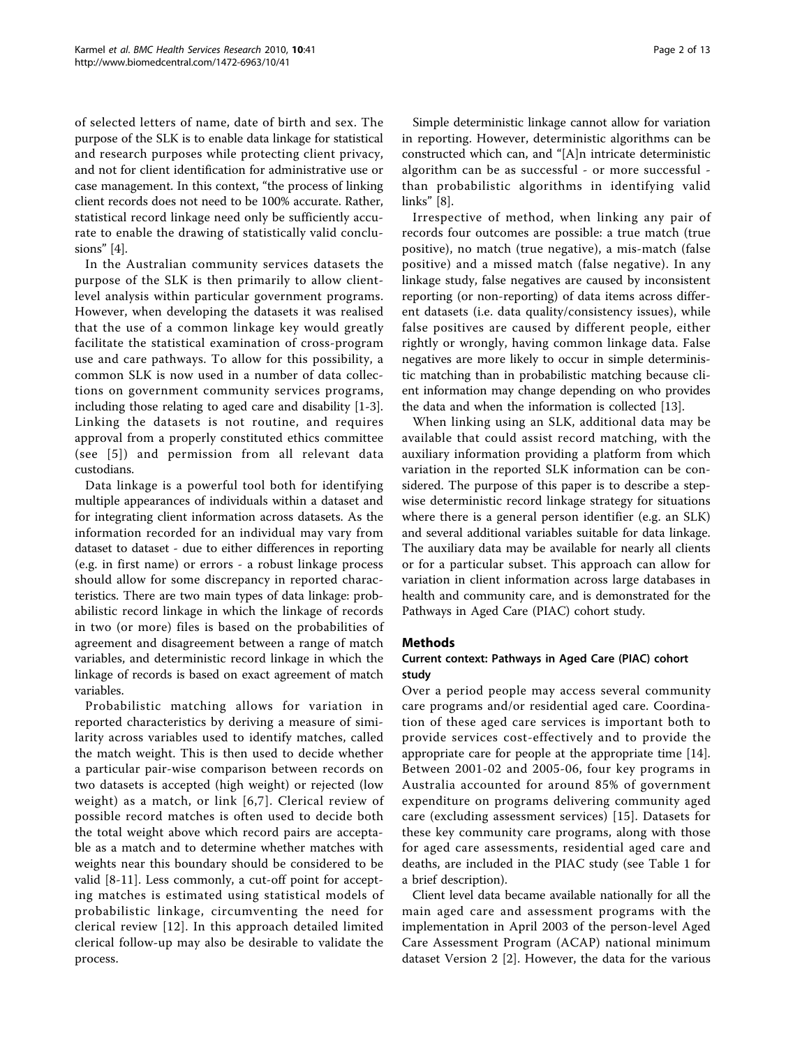of selected letters of name, date of birth and sex. The purpose of the SLK is to enable data linkage for statistical and research purposes while protecting client privacy, and not for client identification for administrative use or case management. In this context, "the process of linking client records does not need to be 100% accurate. Rather, statistical record linkage need only be sufficiently accurate to enable the drawing of statistically valid conclusions" [4].

In the Australian community services datasets the purpose of the SLK is then primarily to allow client-level analysis within particular government programs. However, when developing the datasets it was realised that the use of a common linkage key would greatly facilitate the statistical examination of cross-program use and care pathways. To allow for this possibility, a common SLK is now used in a number of data collections on government community services programs, including those relating to aged care and disability [1-3]. Linking the datasets is not routine, and requires approval from a properly constituted ethics committee (see [5]) and permission from all relevant data custodians.

Data linkage is a powerful tool both for identifying multiple appearances of individuals within a dataset and for integrating client information across datasets. As the information recorded for an individual may vary from dataset to dataset - due to either differences in reporting (e.g. in first name) or errors - a robust linkage process should allow for some discrepancy in reported characteristics. There are two main types of data linkage: probabilistic record linkage in which the linkage of records in two (or more) files is based on the probabilities of agreement and disagreement between a range of match variables, and deterministic record linkage in which the linkage of records is based on exact agreement of match variables.

Probabilistic matching allows for variation in reported characteristics by deriving a measure of similarity across variables used to identify matches, called the match weight. This is then used to decide whether a particular pair-wise comparison between records on two datasets is accepted (high weight) or rejected (low weight) as a match, or link [6,7]. Clerical review of possible record matches is often used to decide both the total weight above which record pairs are acceptable as a match and to determine whether matches with weights near this boundary should be considered to be valid [8-11]. Less commonly, a cut-off point for accepting matches is estimated using statistical models of probabilistic linkage, circumventing the need for clerical review [12]. In this approach detailed limited clerical follow-up may also be desirable to validate the process.

Simple deterministic linkage cannot allow for variation in reporting. However, deterministic algorithms can be constructed which can, and "[A]n intricate deterministic algorithm can be as successful - or more successful - than probabilistic algorithms in identifying valid links" [8].

Irrespective of method, when linking any pair of records four outcomes are possible: a true match (true positive), no match (true negative), a mis-match (false positive) and a missed match (false negative). In any linkage study, false negatives are caused by inconsistent reporting (or non-reporting) of data items across different datasets (i.e. data quality/consistency issues), while false positives are caused by different people, either rightly or wrongly, having common linkage data. False negatives are more likely to occur in simple deterministic matching than in probabilistic matching because client information may change depending on who provides the data and when the information is collected [13].

When linking using an SLK, additional data may be available that could assist record matching, with the auxiliary information providing a platform from which variation in the reported SLK information can be considered. The purpose of this paper is to describe a stepwise deterministic record linkage strategy for situations where there is a general person identifier (e.g. an SLK) and several additional variables suitable for data linkage. The auxiliary data may be available for nearly all clients or for a particular subset. This approach can allow for variation in client information across large databases in health and community care, and is demonstrated for the Pathways in Aged Care (PIAC) cohort study.

## Methods

### Current context: Pathways in Aged Care (PIAC) cohort study

Over a period people may access several community care programs and/or residential aged care. Coordination of these aged care services is important both to provide services cost-effectively and to provide the appropriate care for people at the appropriate time [14]. Between 2001-02 and 2005-06, four key programs in Australia accounted for around 85% of government expenditure on programs delivering community aged care (excluding assessment services) [15]. Datasets for these key community care programs, along with those for aged care assessments, residential aged care and deaths, are included in the PIAC study (see Table 1 for a brief description).

Client level data became available nationally for all the main aged care and assessment programs with the implementation in April 2003 of the person-level Aged Care Assessment Program (ACAP) national minimum dataset Version 2 [2]. However, the data for the various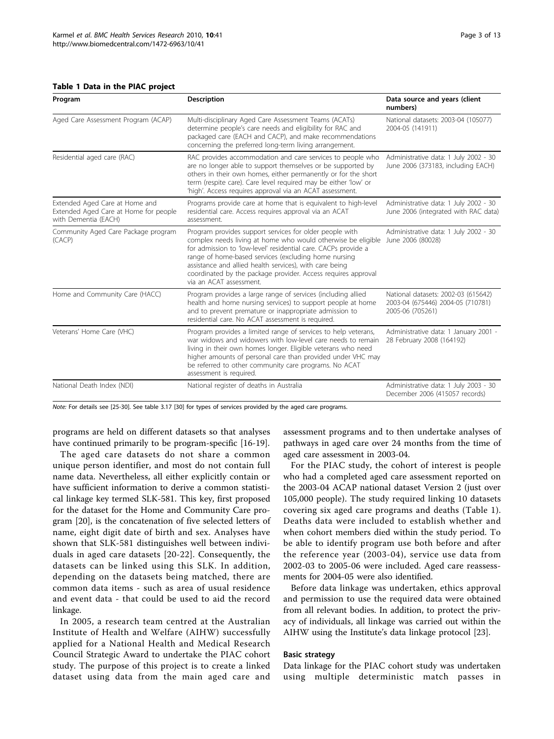**Table 1 Data in the PIAC project**

| Program | Description | Data source and years (client numbers) |
| --- | --- | --- |
| Aged Care Assessment Program (ACAP) | Multi-disciplinary Aged Care Assessment Teams (ACATs) determine people's care needs and eligibility for RAC and packaged care (EACH and CACP), and make recommendations concerning the preferred long-term living arrangement. | National datasets: 2003-04 (105077) 2004-05 (141911) |
| Residential aged care (RAC) | RAC provides accommodation and care services to people who are no longer able to support themselves or be supported by others in their own homes, either permanently or for the short term (respite care). Care level required may be either 'low' or 'high'. Access requires approval via an ACAT assessment. | Administrative data: 1 July 2002 - 30 June 2006 (373183, including EACH) |
| Extended Aged Care at Home and Extended Aged Care at Home for people with Dementia (EACH) | Programs provide care at home that is equivalent to high-level residential care. Access requires approval via an ACAT assessment. | Administrative data: 1 July 2002 - 30 June 2006 (integrated with RAC data) |
| Community Aged Care Package program (CACP) | Program provides support services for older people with complex needs living at home who would otherwise be eligible for admission to 'low-level' residential care. CACPs provide a range of home-based services (excluding home nursing assistance and allied health services), with care being coordinated by the package provider. Access requires approval via an ACAT assessment. | Administrative data: 1 July 2002 - 30 June 2006 (80028) |
| Home and Community Care (HACC) | Program provides a large range of services (including allied health and home nursing services) to support people at home and to prevent premature or inappropriate admission to residential care. No ACAT assessment is required. | National datasets: 2002-03 (615642) 2003-04 (675446) 2004-05 (710781) 2005-06 (705261) |
| Veterans' Home Care (VHC) | Program provides a limited range of services to help veterans, war widows and widowers with low-level care needs to remain living in their own homes longer. Eligible veterans who need higher amounts of personal care than provided under VHC may be referred to other community care programs. No ACAT assessment is required. | Administrative data: 1 January 2001 - 28 February 2008 (164192) |
| National Death Index (NDI) | National register of deaths in Australia | Administrative data: 1 July 2003 - 30 December 2006 (415057 records) |

*Note:* For details see [25-30]. See table 3.17 [30] for types of services provided by the aged care programs.

programs are held on different datasets so that analyses have continued primarily to be program-specific [16-19].

The aged care datasets do not share a common unique person identifier, and most do not contain full name data. Nevertheless, all either explicitly contain or have sufficient information to derive a common statistical linkage key termed SLK-581. This key, first proposed for the dataset for the Home and Community Care program [20], is the concatenation of five selected letters of name, eight digit date of birth and sex. Analyses have shown that SLK-581 distinguishes well between individuals in aged care datasets [20-22]. Consequently, the datasets can be linked using this SLK. In addition, depending on the datasets being matched, there are common data items - such as area of usual residence and event data - that could be used to aid the record linkage.

In 2005, a research team centred at the Australian Institute of Health and Welfare (AIHW) successfully applied for a National Health and Medical Research Council Strategic Award to undertake the PIAC cohort study. The purpose of this project is to create a linked dataset using data from the main aged care and assessment programs and to then undertake analyses of pathways in aged care over 24 months from the time of aged care assessment in 2003-04.

For the PIAC study, the cohort of interest is people who had a completed aged care assessment reported on the 2003-04 ACAP national dataset Version 2 (just over 105,000 people). The study required linking 10 datasets covering six aged care programs and deaths (Table 1). Deaths data were included to establish whether and when cohort members died within the study period. To be able to identify program use both before and after the reference year (2003-04), service use data from 2002-03 to 2005-06 were included. Aged care reassessments for 2004-05 were also identified.

Before data linkage was undertaken, ethics approval and permission to use the required data were obtained from all relevant bodies. In addition, to protect the privacy of individuals, all linkage was carried out within the AIHW using the Institute's data linkage protocol [23].

### Basic strategy

Data linkage for the PIAC cohort study was undertaken using multiple deterministic match passes in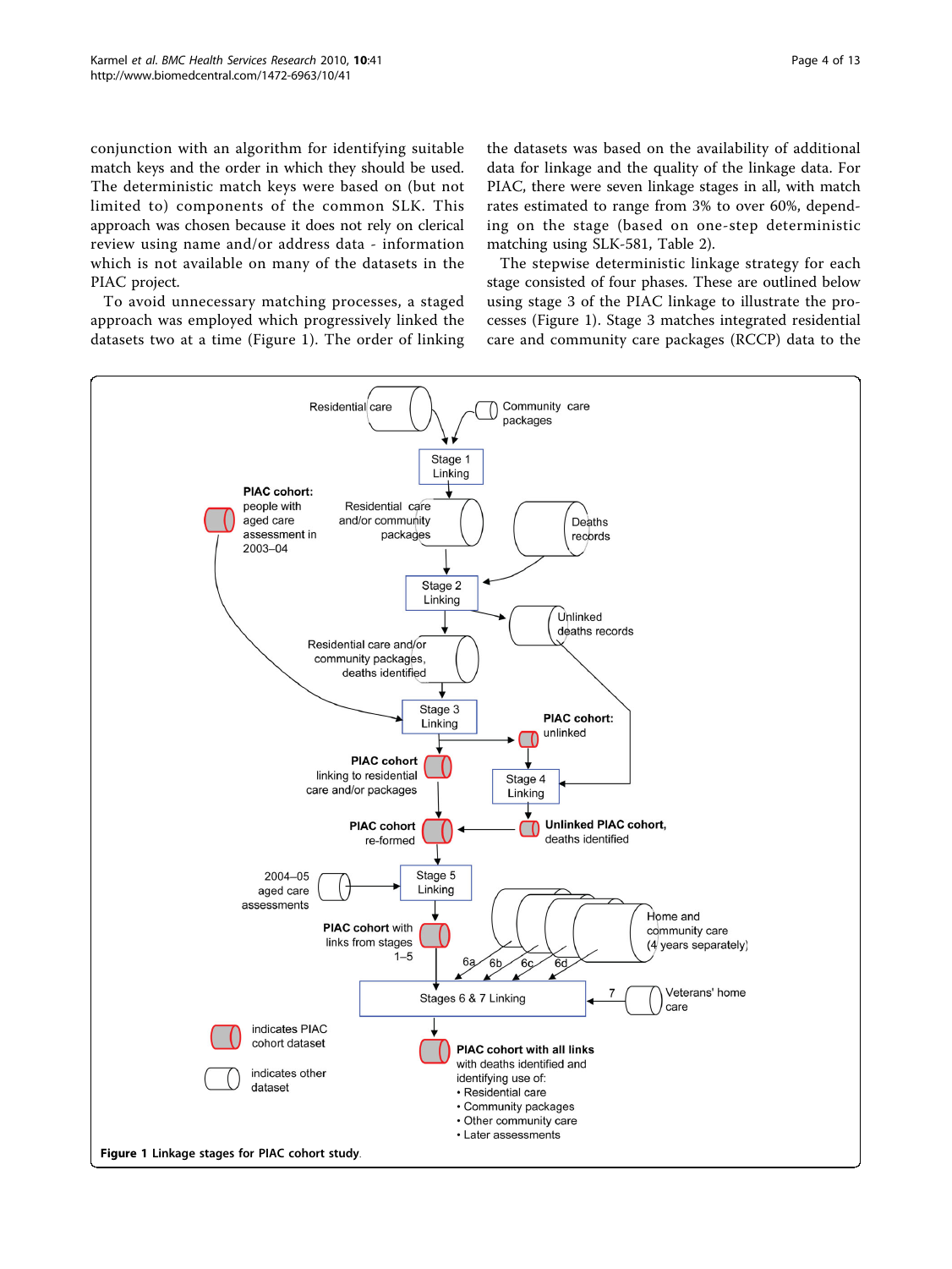conjunction with an algorithm for identifying suitable match keys and the order in which they should be used. The deterministic match keys were based on (but not limited to) components of the common SLK. This approach was chosen because it does not rely on clerical review using name and/or address data - information which is not available on many of the datasets in the PIAC project.

To avoid unnecessary matching processes, a staged approach was employed which progressively linked the datasets two at a time (Figure 1). The order of linking the datasets was based on the availability of additional data for linkage and the quality of the linkage data. For PIAC, there were seven linkage stages in all, with match rates estimated to range from 3% to over 60%, depending on the stage (based on one-step deterministic matching using SLK-581, Table 2).

The stepwise deterministic linkage strategy for each stage consisted of four phases. These are outlined below using stage 3 of the PIAC linkage to illustrate the processes (Figure 1). Stage 3 matches integrated residential care and community care packages (RCCP) data to the

**Figure 1** Linkage stages for PIAC cohort study.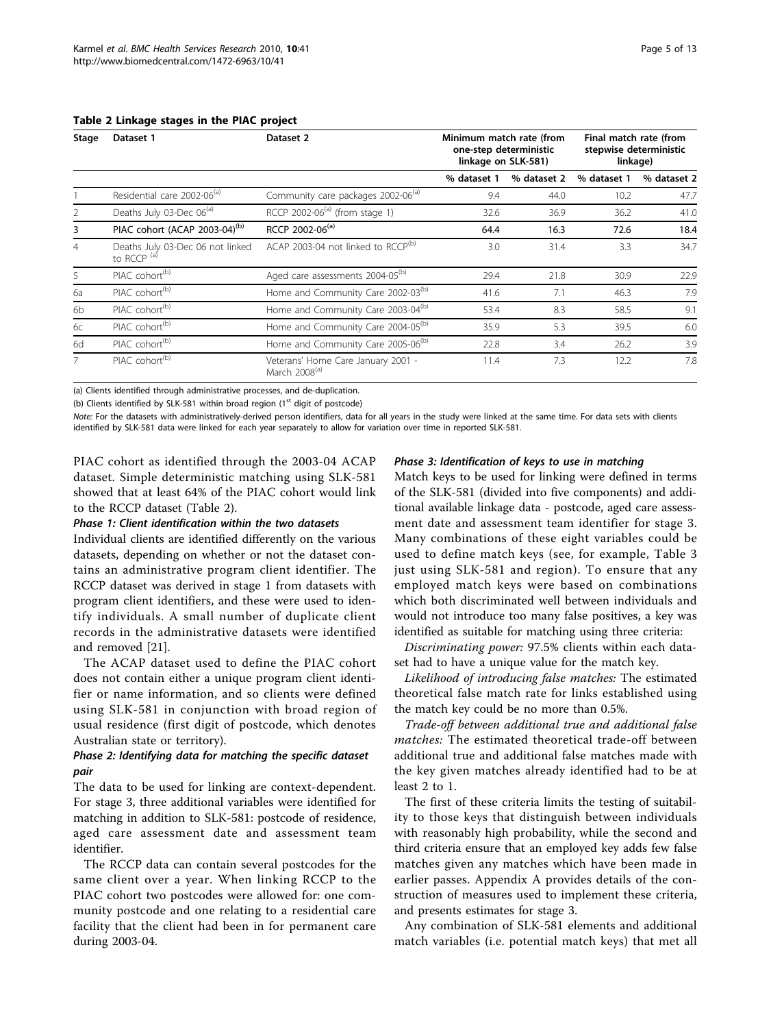**Table 2 Linkage stages in the PIAC project**

| Stage | Dataset 1 | Dataset 2 | Minimum match rate (from one-step deterministic linkage on SLK-581) | | Final match rate (from stepwise deterministic linkage) | |
|---|---|---|---|---|---|---|
| | | | % dataset 1 | % dataset 2 | % dataset 1 | % dataset 2 |
| 1 | Residential care 2002-06[(a)] | Community care packages 2002-06[(a)] | 9.4 | 44.0 | 10.2 | 47.7 |
| 2 | Deaths July 03-Dec 06[(a)] | RCCP 2002-06[(a)] (from stage 1) | 32.6 | 36.9 | 36.2 | 41.0 |
| **3** | **PIAC cohort (ACAP 2003-04)[(b)]** | **RCCP 2002-06[(a)]** | **64.4** | **16.3** | **72.6** | **18.4** |
| 4 | Deaths July 03-Dec 06 not linked to RCCP [(a)] | ACAP 2003-04 not linked to RCCP[(b)] | 3.0 | 31.4 | 3.3 | 34.7 |
| 5 | PIAC cohort[(b)] | Aged care assessments 2004-05[(b)] | 29.4 | 21.8 | 30.9 | 22.9 |
| 6a | PIAC cohort[(b)] | Home and Community Care 2002-03[(b)] | 41.6 | 7.1 | 46.3 | 7.9 |
| 6b | PIAC cohort[(b)] | Home and Community Care 2003-04[(b)] | 53.4 | 8.3 | 58.5 | 9.1 |
| 6c | PIAC cohort[(b)] | Home and Community Care 2004-05[(b)] | 35.9 | 5.3 | 39.5 | 6.0 |
| 6d | PIAC cohort[(b)] | Home and Community Care 2005-06[(b)] | 22.8 | 3.4 | 26.2 | 3.9 |
| 7 | PIAC cohort[(b)] | Veterans' Home Care January 2001 - March 2008[(a)] | 11.4 | 7.3 | 12.2 | 7.8 |

(a) Clients identified through administrative processes, and de-duplication.

(b) Clients identified by SLK-581 within broad region (1st digit of postcode)

*Note:* For the datasets with administratively-derived person identifiers, data for all years in the study were linked at the same time. For data sets with clients identified by SLK-581 data were linked for each year separately to allow for variation over time in reported SLK-581.

PIAC cohort as identified through the 2003-04 ACAP dataset. Simple deterministic matching using SLK-581 showed that at least 64% of the PIAC cohort would link to the RCCP dataset (Table 2).

#### *Phase 1: Client identification within the two datasets*

Individual clients are identified differently on the various datasets, depending on whether or not the dataset contains an administrative program client identifier. The RCCP dataset was derived in stage 1 from datasets with program client identifiers, and these were used to identify individuals. A small number of duplicate client records in the administrative datasets were identified and removed [21].

The ACAP dataset used to define the PIAC cohort does not contain either a unique program client identifier or name information, and so clients were defined using SLK-581 in conjunction with broad region of usual residence (first digit of postcode, which denotes Australian state or territory).

#### *Phase 2: Identifying data for matching the specific dataset pair*

The data to be used for linking are context-dependent. For stage 3, three additional variables were identified for matching in addition to SLK-581: postcode of residence, aged care assessment date and assessment team identifier.

The RCCP data can contain several postcodes for the same client over a year. When linking RCCP to the PIAC cohort two postcodes were allowed for: one community postcode and one relating to a residential care facility that the client had been in for permanent care during 2003-04.

#### *Phase 3: Identification of keys to use in matching*

Match keys to be used for linking were defined in terms of the SLK-581 (divided into five components) and additional available linkage data - postcode, aged care assessment date and assessment team identifier for stage 3. Many combinations of these eight variables could be used to define match keys (see, for example, Table 3 just using SLK-581 and region). To ensure that any employed match keys were based on combinations which both discriminated well between individuals and would not introduce too many false positives, a key was identified as suitable for matching using three criteria:

*Discriminating power:* 97.5% clients within each dataset had to have a unique value for the match key.

*Likelihood of introducing false matches:* The estimated theoretical false match rate for links established using the match key could be no more than 0.5%.

*Trade-off between additional true and additional false matches:* The estimated theoretical trade-off between additional true and additional false matches made with the key given matches already identified had to be at least 2 to 1.

The first of these criteria limits the testing of suitability to those keys that distinguish between individuals with reasonably high probability, while the second and third criteria ensure that an employed key adds few false matches given any matches which have been made in earlier passes. Appendix A provides details of the construction of measures used to implement these criteria, and presents estimates for stage 3.

Any combination of SLK-581 elements and additional match variables (i.e. potential match keys) that met all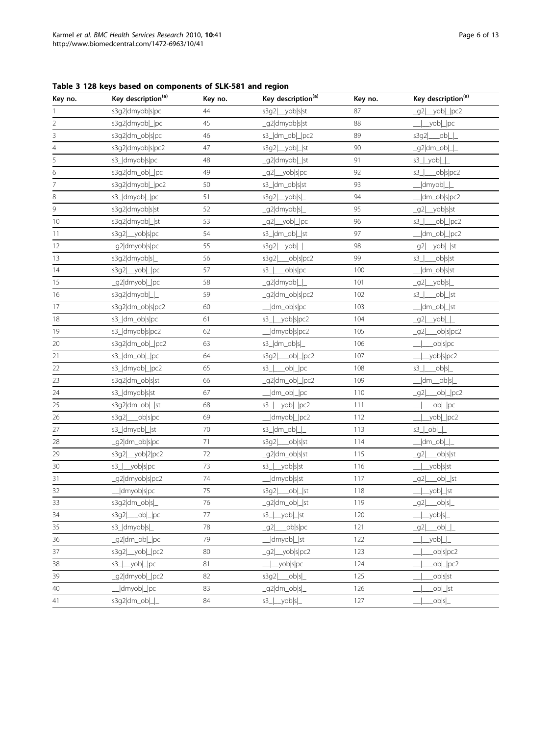**Table 3 128 keys based on components of SLK-581 and region**

| Key no. | Key description[(a)] | Key no. | Key description[(a)] | Key no. | Key description[(a)] |
|---|---|---|---|---|---|
| 1 | s3g2\|dmyob\|s\|pc | 44 | s3g2\|__yob\|s\|st | 87 | _g2\|__yob\|_\|pc2 |
| 2 | s3g2\|dmyob\|_\|pc | 45 | _g2\|dmyob\|s\|st | 88 | __\|__yob\|_\|pc |
| 3 | s3g2\|dm_ob\|s\|pc | 46 | s3_\|dm_ob\|_\|pc2 | 89 | s3g2\|___ob\|_\|_ |
| 4 | s3g2\|dmyob\|s\|pc2 | 47 | s3g2\|__yob\|_\|st | 90 | _g2\|dm_ob\|_\|_ |
| 5 | s3_\|dmyob\|s\|pc | 48 | _g2\|dmyob\|_\|st | 91 | s3_\|_yob\|_\|_ |
| 6 | s3g2\|dm_ob\|_\|pc | 49 | _g2\|__yob\|s\|pc | 92 | s3_\|___ob\|s\|pc2 |
| 7 | s3g2\|dmyob\|_\|pc2 | 50 | s3_\|dm_ob\|s\|st | 93 | __\|dmyob\|_\|_ |
| 8 | s3_\|dmyob\|_\|pc | 51 | s3g2\|__yob\|s\|_ | 94 | __\|dm_ob\|s\|pc2 |
| 9 | s3g2\|dmyob\|s\|st | 52 | _g2\|dmyob\|s\|_ | 95 | _g2\|__yob\|s\|st |
| 10 | s3g2\|dmyob\|_\|st | 53 | _g2\|__yob\|_\|pc | 96 | s3_\|___ob\|_\|pc2 |
| 11 | s3g2\|__yob\|s\|pc | 54 | s3_\|dm_ob\|_\|st | 97 | __\|dm_ob\|_\|pc2 |
| 12 | _g2\|dmyob\|s\|pc | 55 | s3g2\|__yob\|_\|_ | 98 | _g2\|__yob\|_\|st |
| 13 | s3g2\|dmyob\|s\|_ | 56 | s3g2\|___ob\|s\|pc2 | 99 | s3_\|___ob\|s\|st |
| 14 | s3g2\|__yob\|_\|pc | 57 | s3_\|___ob\|s\|pc | 100 | __\|dm_ob\|s\|st |
| 15 | _g2\|dmyob\|_\|pc | 58 | _g2\|dmyob\|_\|_ | 101 | _g2\|__yob\|s\|_ |
| 16 | s3g2\|dmyob\|_\|_ | 59 | _g2\|dm_ob\|s\|pc2 | 102 | s3_\|___ob\|_\|st |
| 17 | s3g2\|dm_ob\|s\|pc2 | 60 | __\|dm_ob\|s\|pc | 103 | __\|dm_ob\|_\|st |
| 18 | s3_\|dm_ob\|s\|pc | 61 | s3_\|__yob\|s\|pc2 | 104 | _g2\|__yob\|_\|_ |
| 19 | s3_\|dmyob\|s\|pc2 | 62 | __\|dmyob\|s\|pc2 | 105 | _g2\|___ob\|s\|pc2 |
| 20 | s3g2\|dm_ob\|_\|pc2 | 63 | s3_\|dm_ob\|s\|_ | 106 | __\|___ob\|s\|pc |
| 21 | s3_\|dm_ob\|_\|pc | 64 | s3g2\|___ob\|_\|pc2 | 107 | __\|__yob\|s\|pc2 |
| 22 | s3_\|dmyob\|_\|pc2 | 65 | s3_\|___ob\|_\|pc | 108 | s3_\|___ob\|s\|_ |
| 23 | s3g2\|dm_ob\|s\|st | 66 | _g2\|dm_ob\|_\|pc2 | 109 | __\|dm__ob\|s\|_ |
| 24 | s3_\|dmyob\|s\|st | 67 | __\|dm_ob\|_\|pc | 110 | _g2\|___ob\|_\|pc2 |
| 25 | s3g2\|dm_ob\|_\|st | 68 | s3_\|__yob\|_\|pc2 | 111 | __\|___ob\|_\|pc |
| 26 | s3g2\|___ob\|s\|pc | 69 | __\|dmyob\|_\|pc2 | 112 | __\|__yob\|_\|pc2 |
| 27 | s3_\|dmyob\|_\|st | 70 | s3_\|dm_ob\|_\|_ | 113 | s3_\|_ob\|_\|_ |
| 28 | _g2\|dm_ob\|s\|pc | 71 | s3g2\|___ob\|s\|st | 114 | __\|dm_ob\|_\|_ |
| 29 | s3g2\|__yob\|2\|pc2 | 72 | _g2\|dm_ob\|s\|st | 115 | _g2\|___ob\|s\|st |
| 30 | s3_\|__yob\|s\|pc | 73 | s3_\|__yob\|s\|st | 116 | __\|__yob\|s\|st |
| 31 | _g2\|dmyob\|s\|pc2 | 74 | __\|dmyob\|s\|st | 117 | _g2\|___ob\|_\|st |
| 32 | __\|dmyob\|s\|pc | 75 | s3g2\|___ob\|_\|st | 118 | __\|__yob\|_\|st |
| 33 | s3g2\|dm_ob\|s\|_ | 76 | _g2\|dm_ob\|_\|st | 119 | _g2\|___ob\|s\|_ |
| 34 | s3g2\|___ob\|_\|pc | 77 | s3_\|__yob\|_\|st | 120 | __\|__yob\|s\|_ |
| 35 | s3_\|dmyob\|s\|_ | 78 | _g2\|___ob\|s\|pc | 121 | _g2\|___ob\|_\|_ |
| 36 | _g2\|dm_ob\|_\|pc | 79 | __\|dmyob\|_\|st | 122 | __\|__yob\|_\|_ |
| 37 | s3g2\|__yob\|_\|pc2 | 80 | _g2\|__yob\|s\|pc2 | 123 | __\|___ob\|s\|pc2 |
| 38 | s3_\|__yob\|_\|pc | 81 | __\|__yob\|s\|pc | 124 | __\|___ob\|_\|pc2 |
| 39 | _g2\|dmyob\|_\|pc2 | 82 | s3g2\|___ob\|s\|_ | 125 | __\|___ob\|s\|st |
| 40 | __\|dmyob\|_\|pc | 83 | _g2\|dm_ob\|s\|_ | 126 | __\|___ob\|_\|st |
| 41 | s3g2\|dm_ob\|_\|_ | 84 | s3_\|__yob\|s\|_ | 127 | __\|___ob\|s\|_ |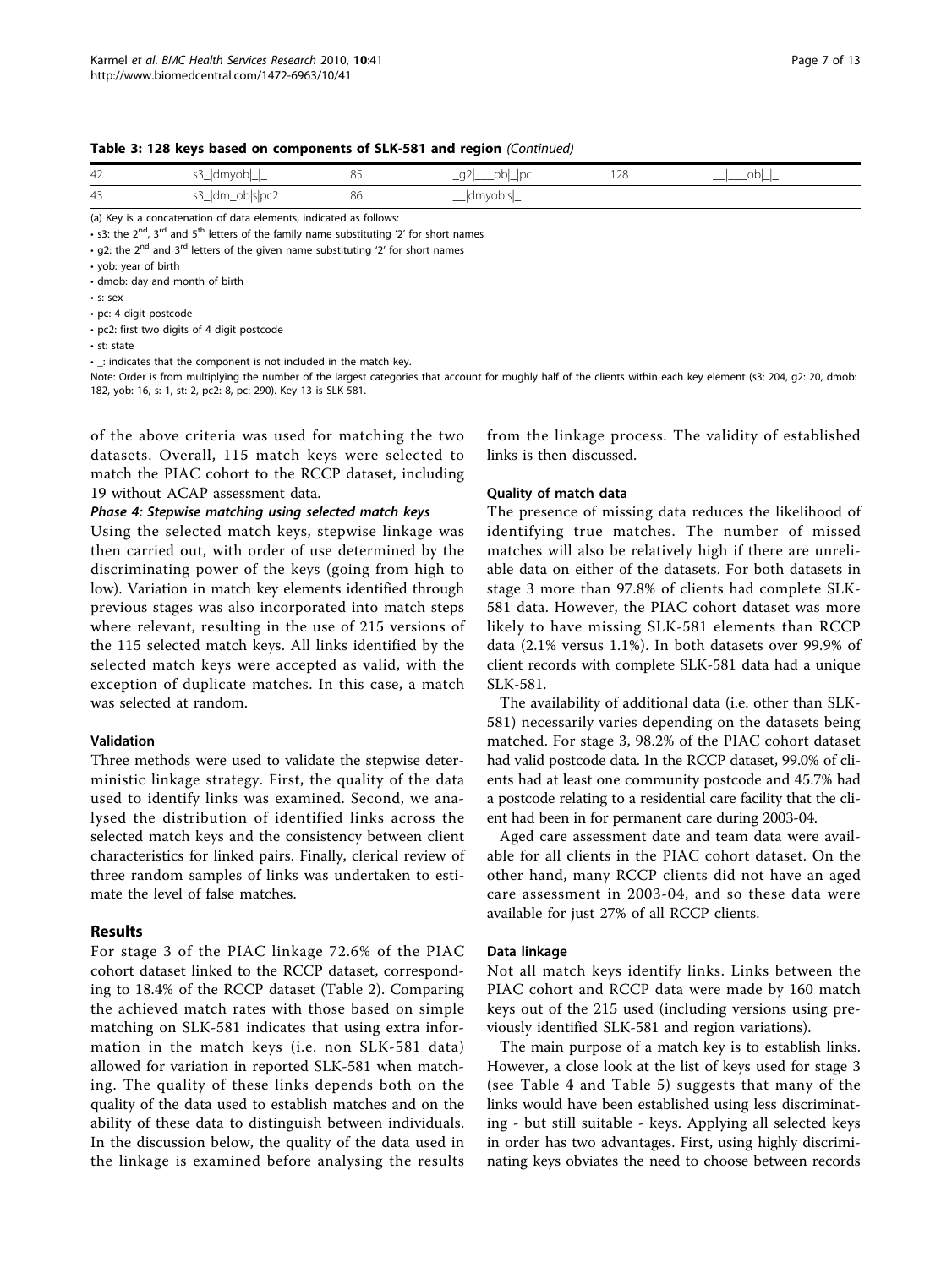**Table 3: 128 keys based on components of SLK-581 and region** *(Continued)*

| | | | | | |
|---|---|---|---|---|---|
| 42 | s3_\|dmyob\|_\|_ | 85 | _g2\|___ob\|_\|pc | 128 | __\|___ob\|_\|_ |
| 43 | s3_\|dm_ob\|s\|pc2 | 86 | __\|dmyob\|s\|_ | | |

(a) Key is a concatenation of data elements, indicated as follows:

- s3: the 2[nd], 3[rd] and 5[th] letters of the family name substituting '2' for short names
- g2: the 2[nd] and 3[rd] letters of the given name substituting '2' for short names
- yob: year of birth
- dmob: day and month of birth
- s: sex
- pc: 4 digit postcode
- pc2: first two digits of 4 digit postcode
- st: state
- _: indicates that the component is not included in the match key.

Note: Order is from multiplying the number of the largest categories that account for roughly half of the clients within each key element (s3: 204, g2: 20, dmob: 182, yob: 16, s: 1, st: 2, pc2: 8, pc: 290). Key 13 is SLK-581.

of the above criteria was used for matching the two datasets. Overall, 115 match keys were selected to match the PIAC cohort to the RCCP dataset, including 19 without ACAP assessment data.

***Phase 4: Stepwise matching using selected match keys***

Using the selected match keys, stepwise linkage was then carried out, with order of use determined by the discriminating power of the keys (going from high to low). Variation in match key elements identified through previous stages was also incorporated into match steps where relevant, resulting in the use of 215 versions of the 115 selected match keys. All links identified by the selected match keys were accepted as valid, with the exception of duplicate matches. In this case, a match was selected at random.

### Validation

Three methods were used to validate the stepwise deterministic linkage strategy. First, the quality of the data used to identify links was examined. Second, we analysed the distribution of identified links across the selected match keys and the consistency between client characteristics for linked pairs. Finally, clerical review of three random samples of links was undertaken to estimate the level of false matches.

## Results

For stage 3 of the PIAC linkage 72.6% of the PIAC cohort dataset linked to the RCCP dataset, corresponding to 18.4% of the RCCP dataset (Table 2). Comparing the achieved match rates with those based on simple matching on SLK-581 indicates that using extra information in the match keys (i.e. non SLK-581 data) allowed for variation in reported SLK-581 when matching. The quality of these links depends both on the quality of the data used to establish matches and on the ability of these data to distinguish between individuals. In the discussion below, the quality of the data used in the linkage is examined before analysing the results from the linkage process. The validity of established links is then discussed.

### Quality of match data

The presence of missing data reduces the likelihood of identifying true matches. The number of missed matches will also be relatively high if there are unreliable data on either of the datasets. For both datasets in stage 3 more than 97.8% of clients had complete SLK-581 data. However, the PIAC cohort dataset was more likely to have missing SLK-581 elements than RCCP data (2.1% versus 1.1%). In both datasets over 99.9% of client records with complete SLK-581 data had a unique SLK-581.

The availability of additional data (i.e. other than SLK-581) necessarily varies depending on the datasets being matched. For stage 3, 98.2% of the PIAC cohort dataset had valid postcode data. In the RCCP dataset, 99.0% of clients had at least one community postcode and 45.7% had a postcode relating to a residential care facility that the client had been in for permanent care during 2003-04.

Aged care assessment date and team data were available for all clients in the PIAC cohort dataset. On the other hand, many RCCP clients did not have an aged care assessment in 2003-04, and so these data were available for just 27% of all RCCP clients.

### Data linkage

Not all match keys identify links. Links between the PIAC cohort and RCCP data were made by 160 match keys out of the 215 used (including versions using previously identified SLK-581 and region variations).

The main purpose of a match key is to establish links. However, a close look at the list of keys used for stage 3 (see Table 4 and Table 5) suggests that many of the links would have been established using less discriminating - but still suitable - keys. Applying all selected keys in order has two advantages. First, using highly discriminating keys obviates the need to choose between records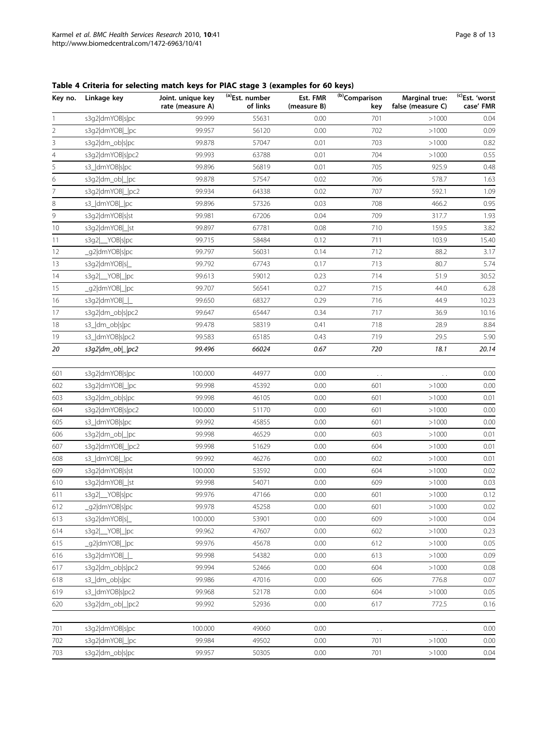**Table 4 Criteria for selecting match keys for PIAC stage 3 (examples for 60 keys)**

| Key no. | Linkage key | Joint. unique key rate (measure A) | [(a)]Est. number of links | Est. FMR (measure B) | [(b)]Comparison key | Marginal true: false (measure C) | [(c)]Est. 'worst case' FMR |
|---|---|---|---|---|---|---|---|
| 1 | s3g2\|dmYOB\|s\|pc | 99.999 | 55631 | 0.00 | 701 | >1000 | 0.04 |
| 2 | s3g2\|dmYOB\|_\|pc | 99.957 | 56120 | 0.00 | 702 | >1000 | 0.09 |
| 3 | s3g2\|dm_ob\|s\|pc | 99.878 | 57047 | 0.01 | 703 | >1000 | 0.82 |
| 4 | s3g2\|dmYOB\|s\|pc2 | 99.993 | 63788 | 0.01 | 704 | >1000 | 0.55 |
| 5 | s3_\|dmYOB\|s\|pc | 99.896 | 56819 | 0.01 | 705 | 925.9 | 0.48 |
| 6 | s3g2\|dm_ob\|_\|pc | 99.878 | 57547 | 0.02 | 706 | 578.7 | 1.63 |
| 7 | s3g2\|dmYOB\|_\|pc2 | 99.934 | 64338 | 0.02 | 707 | 592.1 | 1.09 |
| 8 | s3_\|dmYOB\|_\|pc | 99.896 | 57326 | 0.03 | 708 | 466.2 | 0.95 |
| 9 | s3g2\|dmYOB\|s\|st | 99.981 | 67206 | 0.04 | 709 | 317.7 | 1.93 |
| 10 | s3g2\|dmYOB\|_\|st | 99.897 | 67781 | 0.08 | 710 | 159.5 | 3.82 |
| 11 | s3g2\|__YOB\|s\|pc | 99.715 | 58484 | 0.12 | 711 | 103.9 | 15.40 |
| 12 | _g2\|dmYOB\|s\|pc | 99.797 | 56031 | 0.14 | 712 | 88.2 | 3.17 |
| 13 | s3g2\|dmYOB\|s\|_ | 99.792 | 67743 | 0.17 | 713 | 80.7 | 5.74 |
| 14 | s3g2\|__YOB\|_\|pc | 99.613 | 59012 | 0.23 | 714 | 51.9 | 30.52 |
| 15 | _g2\|dmYOB\|_\|pc | 99.707 | 56541 | 0.27 | 715 | 44.0 | 6.28 |
| 16 | s3g2\|dmYOB\|_\|_ | 99.650 | 68327 | 0.29 | 716 | 44.9 | 10.23 |
| 17 | s3g2\|dm_ob\|s\|pc2 | 99.647 | 65447 | 0.34 | 717 | 36.9 | 10.16 |
| 18 | s3_\|dm_ob\|s\|pc | 99.478 | 58319 | 0.41 | 718 | 28.9 | 8.84 |
| 19 | s3_\|dmYOB\|s\|pc2 | 99.583 | 65185 | 0.43 | 719 | 29.5 | 5.90 |
| *20* | *s3g2\|dm_ob\|_\|pc2* | *99.496* | *66024* | *0.67* | *720* | *18.1* | *20.14* |
| 601 | s3g2\|dmYOB\|s\|pc | 100.000 | 44977 | 0.00 | . . | . . | 0.00 |
| 602 | s3g2\|dmYOB\|_\|pc | 99.998 | 45392 | 0.00 | 601 | >1000 | 0.00 |
| 603 | s3g2\|dm_ob\|s\|pc | 99.998 | 46105 | 0.00 | 601 | >1000 | 0.01 |
| 604 | s3g2\|dmYOB\|s\|pc2 | 100.000 | 51170 | 0.00 | 601 | >1000 | 0.00 |
| 605 | s3_\|dmYOB\|s\|pc | 99.992 | 45855 | 0.00 | 601 | >1000 | 0.00 |
| 606 | s3g2\|dm_ob\|_\|pc | 99.998 | 46529 | 0.00 | 603 | >1000 | 0.01 |
| 607 | s3g2\|dmYOB\|_\|pc2 | 99.998 | 51629 | 0.00 | 604 | >1000 | 0.01 |
| 608 | s3_\|dmYOB\|_\|pc | 99.992 | 46276 | 0.00 | 602 | >1000 | 0.01 |
| 609 | s3g2\|dmYOB\|s\|st | 100.000 | 53592 | 0.00 | 604 | >1000 | 0.02 |
| 610 | s3g2\|dmYOB\|_\|st | 99.998 | 54071 | 0.00 | 609 | >1000 | 0.03 |
| 611 | s3g2\|__YOB\|s\|pc | 99.976 | 47166 | 0.00 | 601 | >1000 | 0.12 |
| 612 | _g2\|dmYOB\|s\|pc | 99.978 | 45258 | 0.00 | 601 | >1000 | 0.02 |
| 613 | s3g2\|dmYOB\|s\|_ | 100.000 | 53901 | 0.00 | 609 | >1000 | 0.04 |
| 614 | s3g2\|__YOB\|_\|pc | 99.962 | 47607 | 0.00 | 602 | >1000 | 0.23 |
| 615 | _g2\|dmYOB\|_\|pc | 99.976 | 45678 | 0.00 | 612 | >1000 | 0.05 |
| 616 | s3g2\|dmYOB\|_\|_ | 99.998 | 54382 | 0.00 | 613 | >1000 | 0.09 |
| 617 | s3g2\|dm_ob\|s\|pc2 | 99.994 | 52466 | 0.00 | 604 | >1000 | 0.08 |
| 618 | s3_\|dm_ob\|s\|pc | 99.986 | 47016 | 0.00 | 606 | 776.8 | 0.07 |
| 619 | s3_\|dmYOB\|s\|pc2 | 99.968 | 52178 | 0.00 | 604 | >1000 | 0.05 |
| 620 | s3g2\|dm_ob\|_\|pc2 | 99.992 | 52936 | 0.00 | 617 | 772.5 | 0.16 |
| 701 | s3g2\|dmYOB\|s\|pc | 100.000 | 49060 | 0.00 | . . | . . | 0.00 |
| 702 | s3g2\|dmYOB\|_\|pc | 99.984 | 49502 | 0.00 | 701 | >1000 | 0.00 |
| 703 | s3g2\|dm_ob\|s\|pc | 99.957 | 50305 | 0.00 | 701 | >1000 | 0.04 |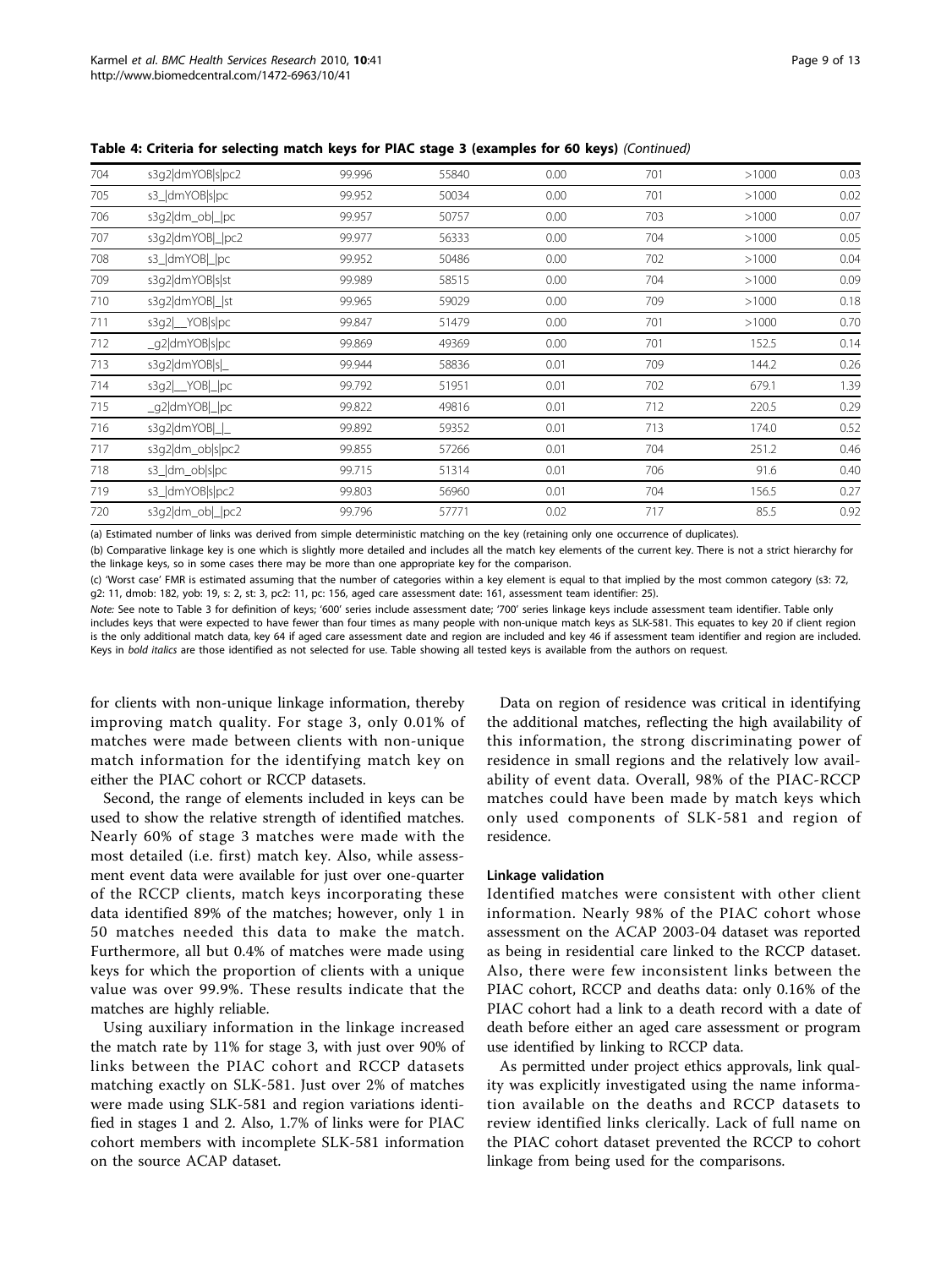**Table 4: Criteria for selecting match keys for PIAC stage 3 (examples for 60 keys)** *(Continued)*

| | | | | | | | |
|---|---|---|---|---|---|---|---|
| 704 | s3g2\|dmYOB\|s\|pc2 | 99.996 | 55840 | 0.00 | 701 | >1000 | 0.03 |
| 705 | s3_\|dmYOB\|s\|pc | 99.952 | 50034 | 0.00 | 701 | >1000 | 0.02 |
| 706 | s3g2\|dm_ob\|_\|pc | 99.957 | 50757 | 0.00 | 703 | >1000 | 0.07 |
| 707 | s3g2\|dmYOB\|_\|pc2 | 99.977 | 56333 | 0.00 | 704 | >1000 | 0.05 |
| 708 | s3_\|dmYOB\|_\|pc | 99.952 | 50486 | 0.00 | 702 | >1000 | 0.04 |
| 709 | s3g2\|dmYOB\|s\|st | 99.989 | 58515 | 0.00 | 704 | >1000 | 0.09 |
| 710 | s3g2\|dmYOB\|_\|st | 99.965 | 59029 | 0.00 | 709 | >1000 | 0.18 |
| 711 | s3g2\|__YOB\|s\|pc | 99.847 | 51479 | 0.00 | 701 | >1000 | 0.70 |
| 712 | _g2\|dmYOB\|s\|pc | 99.869 | 49369 | 0.00 | 701 | 152.5 | 0.14 |
| 713 | s3g2\|dmYOB\|s\|_ | 99.944 | 58836 | 0.01 | 709 | 144.2 | 0.26 |
| 714 | s3g2\|__YOB\|_\|pc | 99.792 | 51951 | 0.01 | 702 | 679.1 | 1.39 |
| 715 | _g2\|dmYOB\|_\|pc | 99.822 | 49816 | 0.01 | 712 | 220.5 | 0.29 |
| 716 | s3g2\|dmYOB\|_\|_ | 99.892 | 59352 | 0.01 | 713 | 174.0 | 0.52 |
| 717 | s3g2\|dm_ob\|s\|pc2 | 99.855 | 57266 | 0.01 | 704 | 251.2 | 0.46 |
| 718 | s3_\|dm_ob\|s\|pc | 99.715 | 51314 | 0.01 | 706 | 91.6 | 0.40 |
| 719 | s3_\|dmYOB\|s\|pc2 | 99.803 | 56960 | 0.01 | 704 | 156.5 | 0.27 |
| 720 | s3g2\|dm_ob\|_\|pc2 | 99.796 | 57771 | 0.02 | 717 | 85.5 | 0.92 |

(a) Estimated number of links was derived from simple deterministic matching on the key (retaining only one occurrence of duplicates).

(b) Comparative linkage key is one which is slightly more detailed and includes all the match key elements of the current key. There is not a strict hierarchy for the linkage keys, so in some cases there may be more than one appropriate key for the comparison.

(c) 'Worst case' FMR is estimated assuming that the number of categories within a key element is equal to that implied by the most common category (s3: 72, g2: 11, dmob: 182, yob: 19, s: 2, st: 3, pc2: 11, pc: 156, aged care assessment date: 161, assessment team identifier: 25).

*Note:* See note to Table 3 for definition of keys; '600' series include assessment date; '700' series linkage keys include assessment team identifier. Table only includes keys that were expected to have fewer than four times as many people with non-unique match keys as SLK-581. This equates to key 20 if client region is the only additional match data, key 64 if aged care assessment date and region are included and key 46 if assessment team identifier and region are included. Keys in ***bold italics*** are those identified as not selected for use. Table showing all tested keys is available from the authors on request.

for clients with non-unique linkage information, thereby improving match quality. For stage 3, only 0.01% of matches were made between clients with non-unique match information for the identifying match key on either the PIAC cohort or RCCP datasets.

Second, the range of elements included in keys can be used to show the relative strength of identified matches. Nearly 60% of stage 3 matches were made with the most detailed (i.e. first) match key. Also, while assessment event data were available for just over one-quarter of the RCCP clients, match keys incorporating these data identified 89% of the matches; however, only 1 in 50 matches needed this data to make the match. Furthermore, all but 0.4% of matches were made using keys for which the proportion of clients with a unique value was over 99.9%. These results indicate that the matches are highly reliable.

Using auxiliary information in the linkage increased the match rate by 11% for stage 3, with just over 90% of links between the PIAC cohort and RCCP datasets matching exactly on SLK-581. Just over 2% of matches were made using SLK-581 and region variations identified in stages 1 and 2. Also, 1.7% of links were for PIAC cohort members with incomplete SLK-581 information on the source ACAP dataset.

Data on region of residence was critical in identifying the additional matches, reflecting the high availability of this information, the strong discriminating power of residence in small regions and the relatively low availability of event data. Overall, 98% of the PIAC-RCCP matches could have been made by match keys which only used components of SLK-581 and region of residence.

#### Linkage validation

Identified matches were consistent with other client information. Nearly 98% of the PIAC cohort whose assessment on the ACAP 2003-04 dataset was reported as being in residential care linked to the RCCP dataset. Also, there were few inconsistent links between the PIAC cohort, RCCP and deaths data: only 0.16% of the PIAC cohort had a link to a death record with a date of death before either an aged care assessment or program use identified by linking to RCCP data.

As permitted under project ethics approvals, link quality was explicitly investigated using the name information available on the deaths and RCCP datasets to review identified links clerically. Lack of full name on the PIAC cohort dataset prevented the RCCP to cohort linkage from being used for the comparisons.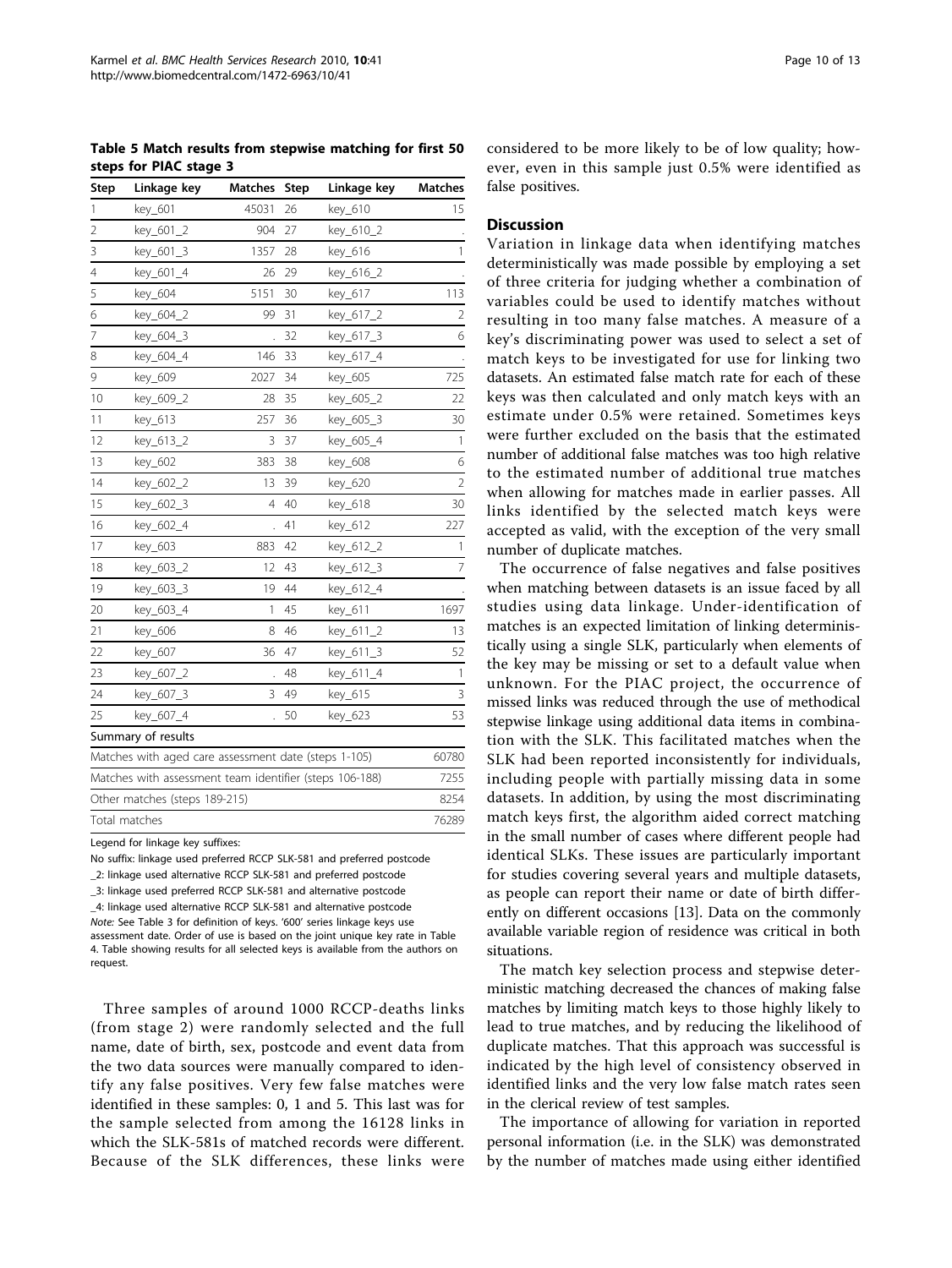**Table 5 Match results from stepwise matching for first 50 steps for PIAC stage 3**

| Step | Linkage key | Matches | Step | Linkage key | Matches |
|---|---|---|---|---|---|
| 1 | key_601 | 45031 | 26 | key_610 | 15 |
| 2 | key_601_2 | 904 | 27 | key_610_2 | . |
| 3 | key_601_3 | 1357 | 28 | key_616 | 1 |
| 4 | key_601_4 | 26 | 29 | key_616_2 | . |
| 5 | key_604 | 5151 | 30 | key_617 | 113 |
| 6 | key_604_2 | 99 | 31 | key_617_2 | 2 |
| 7 | key_604_3 | . | 32 | key_617_3 | 6 |
| 8 | key_604_4 | 146 | 33 | key_617_4 | . |
| 9 | key_609 | 2027 | 34 | key_605 | 725 |
| 10 | key_609_2 | 28 | 35 | key_605_2 | 22 |
| 11 | key_613 | 257 | 36 | key_605_3 | 30 |
| 12 | key_613_2 | 3 | 37 | key_605_4 | 1 |
| 13 | key_602 | 383 | 38 | key_608 | 6 |
| 14 | key_602_2 | 13 | 39 | key_620 | 2 |
| 15 | key_602_3 | 4 | 40 | key_618 | 30 |
| 16 | key_602_4 | . | 41 | key_612 | 227 |
| 17 | key_603 | 883 | 42 | key_612_2 | 1 |
| 18 | key_603_2 | 12 | 43 | key_612_3 | 7 |
| 19 | key_603_3 | 19 | 44 | key_612_4 | . |
| 20 | key_603_4 | 1 | 45 | key_611 | 1697 |
| 21 | key_606 | 8 | 46 | key_611_2 | 13 |
| 22 | key_607 | 36 | 47 | key_611_3 | 52 |
| 23 | key_607_2 | . | 48 | key_611_4 | 1 |
| 24 | key_607_3 | 3 | 49 | key_615 | 3 |
| 25 | key_607_4 | . | 50 | key_623 | 53 |
| Summary of results | | | | | |
| Matches with aged care assessment date (steps 1-105) | | | | | 60780 |
| Matches with assessment team identifier (steps 106-188) | | | | | 7255 |
| Other matches (steps 189-215) | | | | | 8254 |
| Total matches | | | | | 76289 |

Legend for linkage key suffixes:

No suffix: linkage used preferred RCCP SLK-581 and preferred postcode

_2: linkage used alternative RCCP SLK-581 and preferred postcode

_3: linkage used preferred RCCP SLK-581 and alternative postcode

_4: linkage used alternative RCCP SLK-581 and alternative postcode

*Note:* See Table 3 for definition of keys. '600' series linkage keys use assessment date. Order of use is based on the joint unique key rate in Table 4. Table showing results for all selected keys is available from the authors on request.

Three samples of around 1000 RCCP-deaths links (from stage 2) were randomly selected and the full name, date of birth, sex, postcode and event data from the two data sources were manually compared to identify any false positives. Very few false matches were identified in these samples: 0, 1 and 5. This last was for the sample selected from among the 16128 links in which the SLK-581s of matched records were different. Because of the SLK differences, these links were considered to be more likely to be of low quality; however, even in this sample just 0.5% were identified as false positives.

## Discussion

Variation in linkage data when identifying matches deterministically was made possible by employing a set of three criteria for judging whether a combination of variables could be used to identify matches without resulting in too many false matches. A measure of a key's discriminating power was used to select a set of match keys to be investigated for use for linking two datasets. An estimated false match rate for each of these keys was then calculated and only match keys with an estimate under 0.5% were retained. Sometimes keys were further excluded on the basis that the estimated number of additional false matches was too high relative to the estimated number of additional true matches when allowing for matches made in earlier passes. All links identified by the selected match keys were accepted as valid, with the exception of the very small number of duplicate matches.

The occurrence of false negatives and false positives when matching between datasets is an issue faced by all studies using data linkage. Under-identification of matches is an expected limitation of linking deterministically using a single SLK, particularly when elements of the key may be missing or set to a default value when unknown. For the PIAC project, the occurrence of missed links was reduced through the use of methodical stepwise linkage using additional data items in combination with the SLK. This facilitated matches when the SLK had been reported inconsistently for individuals, including people with partially missing data in some datasets. In addition, by using the most discriminating match keys first, the algorithm aided correct matching in the small number of cases where different people had identical SLKs. These issues are particularly important for studies covering several years and multiple datasets, as people can report their name or date of birth differently on different occasions [13]. Data on the commonly available variable region of residence was critical in both situations.

The match key selection process and stepwise deterministic matching decreased the chances of making false matches by limiting match keys to those highly likely to lead to true matches, and by reducing the likelihood of duplicate matches. That this approach was successful is indicated by the high level of consistency observed in identified links and the very low false match rates seen in the clerical review of test samples.

The importance of allowing for variation in reported personal information (i.e. in the SLK) was demonstrated by the number of matches made using either identified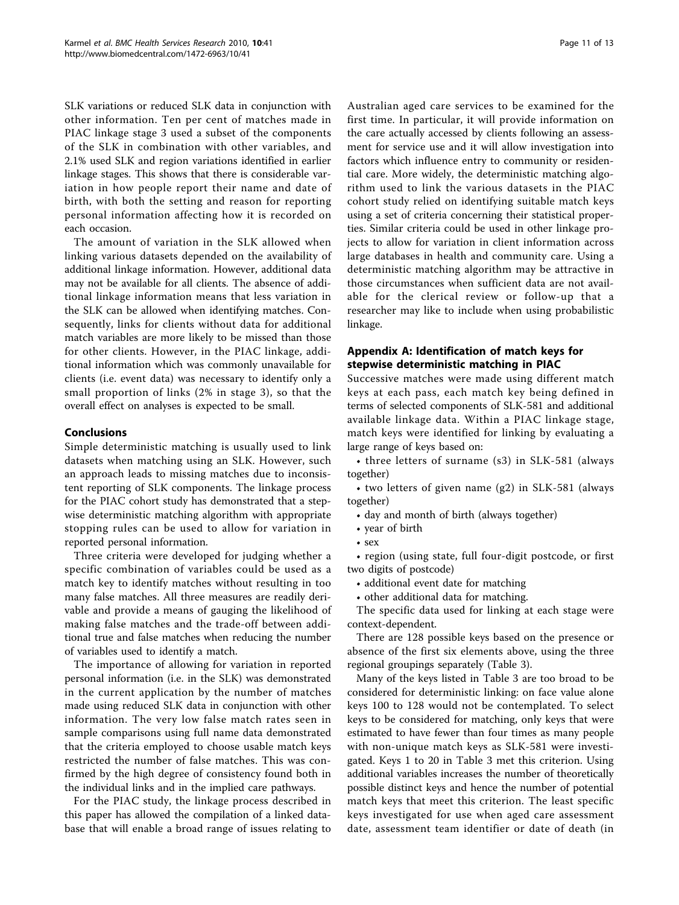SLK variations or reduced SLK data in conjunction with other information. Ten per cent of matches made in PIAC linkage stage 3 used a subset of the components of the SLK in combination with other variables, and 2.1% used SLK and region variations identified in earlier linkage stages. This shows that there is considerable variation in how people report their name and date of birth, with both the setting and reason for reporting personal information affecting how it is recorded on each occasion.

The amount of variation in the SLK allowed when linking various datasets depended on the availability of additional linkage information. However, additional data may not be available for all clients. The absence of additional linkage information means that less variation in the SLK can be allowed when identifying matches. Consequently, links for clients without data for additional match variables are more likely to be missed than those for other clients. However, in the PIAC linkage, additional information which was commonly unavailable for clients (i.e. event data) was necessary to identify only a small proportion of links (2% in stage 3), so that the overall effect on analyses is expected to be small.

## Conclusions

Simple deterministic matching is usually used to link datasets when matching using an SLK. However, such an approach leads to missing matches due to inconsistent reporting of SLK components. The linkage process for the PIAC cohort study has demonstrated that a stepwise deterministic matching algorithm with appropriate stopping rules can be used to allow for variation in reported personal information.

Three criteria were developed for judging whether a specific combination of variables could be used as a match key to identify matches without resulting in too many false matches. All three measures are readily derivable and provide a means of gauging the likelihood of making false matches and the trade-off between additional true and false matches when reducing the number of variables used to identify a match.

The importance of allowing for variation in reported personal information (i.e. in the SLK) was demonstrated in the current application by the number of matches made using reduced SLK data in conjunction with other information. The very low false match rates seen in sample comparisons using full name data demonstrated that the criteria employed to choose usable match keys restricted the number of false matches. This was confirmed by the high degree of consistency found both in the individual links and in the implied care pathways.

For the PIAC study, the linkage process described in this paper has allowed the compilation of a linked database that will enable a broad range of issues relating to Australian aged care services to be examined for the first time. In particular, it will provide information on the care actually accessed by clients following an assessment for service use and it will allow investigation into factors which influence entry to community or residential care. More widely, the deterministic matching algorithm used to link the various datasets in the PIAC cohort study relied on identifying suitable match keys using a set of criteria concerning their statistical properties. Similar criteria could be used in other linkage projects to allow for variation in client information across large databases in health and community care. Using a deterministic matching algorithm may be attractive in those circumstances when sufficient data are not available for the clerical review or follow-up that a researcher may like to include when using probabilistic linkage.

## Appendix A: Identification of match keys for stepwise deterministic matching in PIAC

Successive matches were made using different match keys at each pass, each match key being defined in terms of selected components of SLK-581 and additional available linkage data. Within a PIAC linkage stage, match keys were identified for linking by evaluating a large range of keys based on:

- three letters of surname (s3) in SLK-581 (always together)
- two letters of given name (g2) in SLK-581 (always together)
- day and month of birth (always together)
- year of birth
- sex
- region (using state, full four-digit postcode, or first two digits of postcode)
- additional event date for matching
- other additional data for matching.

The specific data used for linking at each stage were context-dependent.

There are 128 possible keys based on the presence or absence of the first six elements above, using the three regional groupings separately (Table 3).

Many of the keys listed in Table 3 are too broad to be considered for deterministic linking: on face value alone keys 100 to 128 would not be contemplated. To select keys to be considered for matching, only keys that were estimated to have fewer than four times as many people with non-unique match keys as SLK-581 were investigated. Keys 1 to 20 in Table 3 met this criterion. Using additional variables increases the number of theoretically possible distinct keys and hence the number of potential match keys that meet this criterion. The least specific keys investigated for use when aged care assessment date, assessment team identifier or date of death (in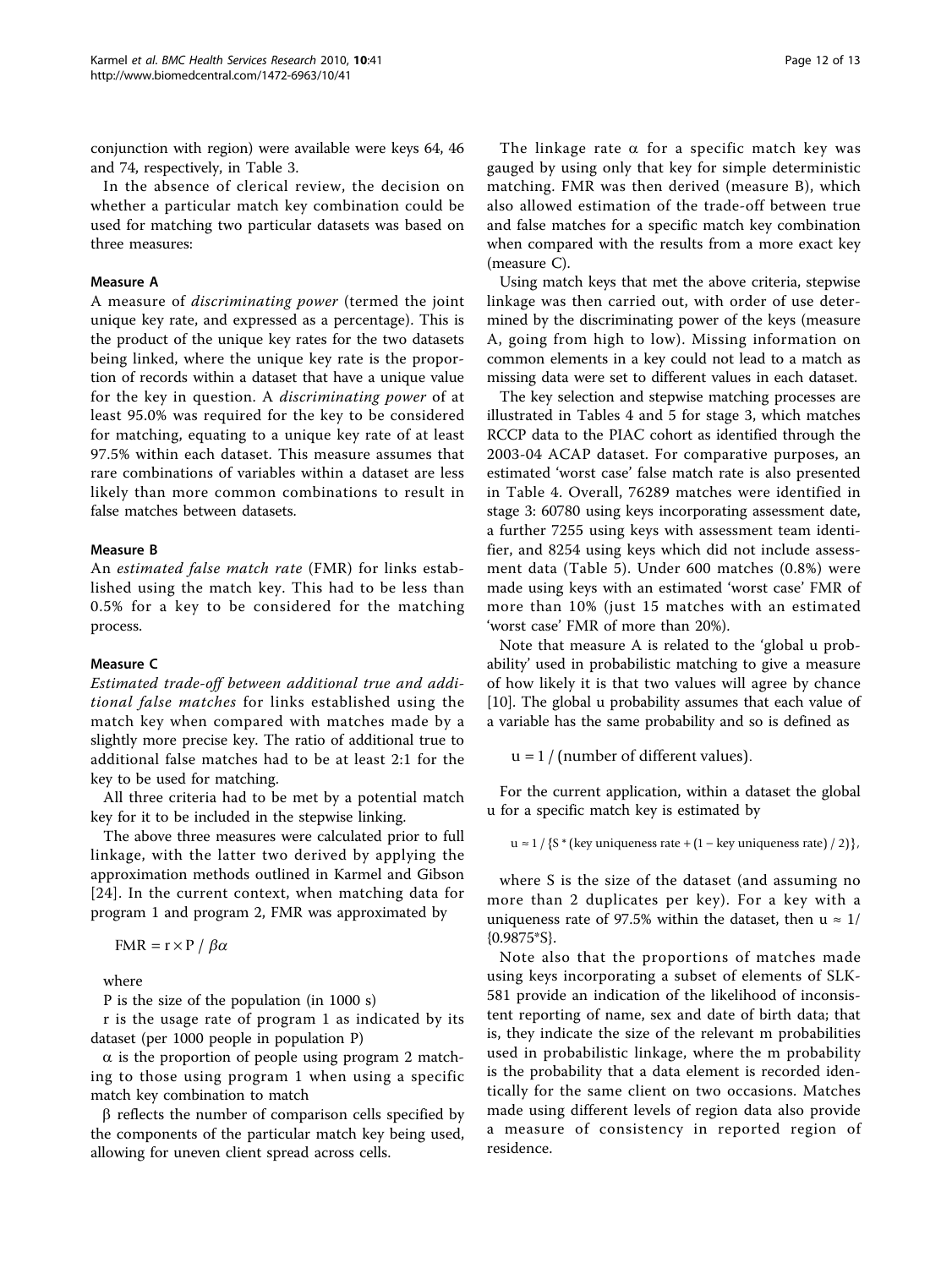conjunction with region) were available were keys 64, 46 and 74, respectively, in Table 3.

In the absence of clerical review, the decision on whether a particular match key combination could be used for matching two particular datasets was based on three measures:

#### Measure A

A measure of *discriminating power* (termed the joint unique key rate, and expressed as a percentage). This is the product of the unique key rates for the two datasets being linked, where the unique key rate is the proportion of records within a dataset that have a unique value for the key in question. A *discriminating power* of at least 95.0% was required for the key to be considered for matching, equating to a unique key rate of at least 97.5% within each dataset. This measure assumes that rare combinations of variables within a dataset are less likely than more common combinations to result in false matches between datasets.

#### Measure B

An *estimated false match rate* (FMR) for links established using the match key. This had to be less than 0.5% for a key to be considered for the matching process.

#### Measure C

*Estimated trade-off between additional true and additional false matches* for links established using the match key when compared with matches made by a slightly more precise key. The ratio of additional true to additional false matches had to be at least 2:1 for the key to be used for matching.

All three criteria had to be met by a potential match key for it to be included in the stepwise linking.

The above three measures were calculated prior to full linkage, with the latter two derived by applying the approximation methods outlined in Karmel and Gibson [24]. In the current context, when matching data for program 1 and program 2, FMR was approximated by

$$\text{FMR} = r \times P \, / \, \beta\alpha$$

where

P is the size of the population (in 1000 s)

r is the usage rate of program 1 as indicated by its dataset (per 1000 people in population P)

$\alpha$ is the proportion of people using program 2 matching to those using program 1 when using a specific match key combination to match

$\beta$ reflects the number of comparison cells specified by the components of the particular match key being used, allowing for uneven client spread across cells.

The linkage rate $\alpha$ for a specific match key was gauged by using only that key for simple deterministic matching. FMR was then derived (measure B), which also allowed estimation of the trade-off between true and false matches for a specific match key combination when compared with the results from a more exact key (measure C).

Using match keys that met the above criteria, stepwise linkage was then carried out, with order of use determined by the discriminating power of the keys (measure A, going from high to low). Missing information on common elements in a key could not lead to a match as missing data were set to different values in each dataset.

The key selection and stepwise matching processes are illustrated in Tables 4 and 5 for stage 3, which matches RCCP data to the PIAC cohort as identified through the 2003-04 ACAP dataset. For comparative purposes, an estimated 'worst case' false match rate is also presented in Table 4. Overall, 76289 matches were identified in stage 3: 60780 using keys incorporating assessment date, a further 7255 using keys with assessment team identifier, and 8254 using keys which did not include assessment data (Table 5). Under 600 matches (0.8%) were made using keys with an estimated 'worst case' FMR of more than 10% (just 15 matches with an estimated 'worst case' FMR of more than 20%).

Note that measure A is related to the 'global u probability' used in probabilistic matching to give a measure of how likely it is that two values will agree by chance [10]. The global u probability assumes that each value of a variable has the same probability and so is defined as

$$u = 1 \, / \, (\text{number of different values}).$$

For the current application, within a dataset the global u for a specific match key is estimated by

$$u \approx 1 \, / \, \{S * (\text{key uniqueness rate} + (1 - \text{key uniqueness rate}) \, / \, 2)\},$$

where S is the size of the dataset (and assuming no more than 2 duplicates per key). For a key with a uniqueness rate of 97.5% within the dataset, then $u \approx 1/\{0.9875^*S\}$.

Note also that the proportions of matches made using keys incorporating a subset of elements of SLK-581 provide an indication of the likelihood of inconsistent reporting of name, sex and date of birth data; that is, they indicate the size of the relevant m probabilities used in probabilistic linkage, where the m probability is the probability that a data element is recorded identically for the same client on two occasions. Matches made using different levels of region data also provide a measure of consistency in reported region of residence.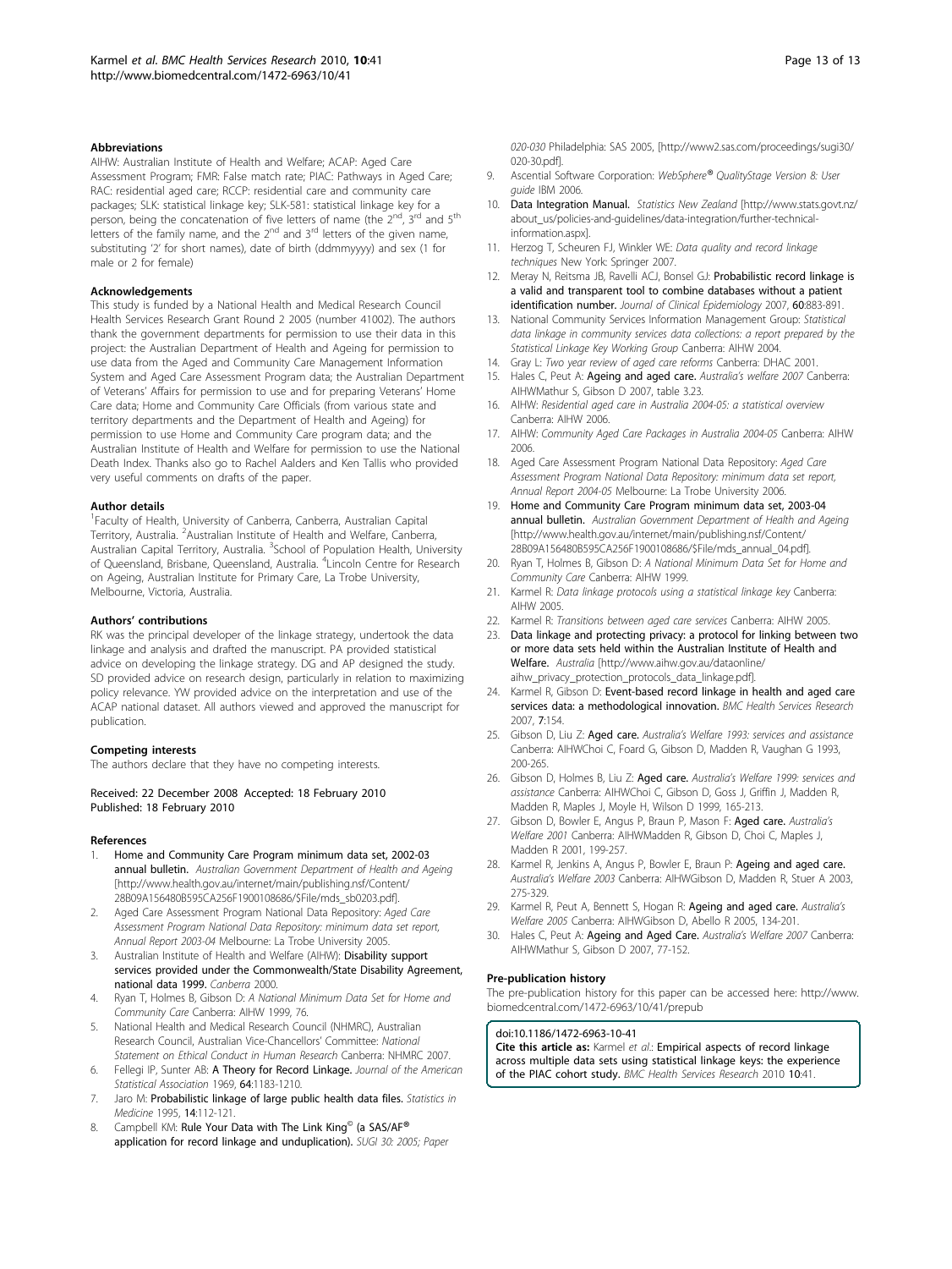#### Abbreviations

AIHW: Australian Institute of Health and Welfare; ACAP: Aged Care Assessment Program; FMR: False match rate; PIAC: Pathways in Aged Care; RAC: residential aged care; RCCP: residential care and community care packages; SLK: statistical linkage key; SLK-581: statistical linkage key for a person, being the concatenation of five letters of name (the 2nd, 3rd and 5th letters of the family name, and the 2nd and 3rd letters of the given name, substituting '2' for short names), date of birth (ddmmyyyy) and sex (1 for male or 2 for female)

#### Acknowledgements

This study is funded by a National Health and Medical Research Council Health Services Research Grant Round 2 2005 (number 41002). The authors thank the government departments for permission to use their data in this project: the Australian Department of Health and Ageing for permission to use data from the Aged and Community Care Management Information System and Aged Care Assessment Program data; the Australian Department of Veterans' Affairs for permission to use and for preparing Veterans' Home Care data; Home and Community Care Officials (from various state and territory departments and the Department of Health and Ageing) for permission to use Home and Community Care program data; and the Australian Institute of Health and Welfare for permission to use the National Death Index. Thanks also go to Rachel Aalders and Ken Tallis who provided very useful comments on drafts of the paper.

#### Author details

[1]Faculty of Health, University of Canberra, Canberra, Australian Capital Territory, Australia. [2]Australian Institute of Health and Welfare, Canberra, Australian Capital Territory, Australia. [3]School of Population Health, University of Queensland, Brisbane, Queensland, Australia. [4]Lincoln Centre for Research on Ageing, Australian Institute for Primary Care, La Trobe University, Melbourne, Victoria, Australia.

#### Authors' contributions

RK was the principal developer of the linkage strategy, undertook the data linkage and analysis and drafted the manuscript. PA provided statistical advice on developing the linkage strategy. DG and AP designed the study. SD provided advice on research design, particularly in relation to maximizing policy relevance. YW provided advice on the interpretation and use of the ACAP national dataset. All authors viewed and approved the manuscript for publication.

#### Competing interests

The authors declare that they have no competing interests.

Received: 22 December 2008 Accepted: 18 February 2010
Published: 18 February 2010

#### References

1. **Home and Community Care Program minimum data set, 2002-03 annual bulletin.** *Australian Government Department of Health and Ageing* [http://www.health.gov.au/internet/main/publishing.nsf/Content/28B09A156480B595CA256F1900108686/$File/mds_sb0203.pdf].
2. Aged Care Assessment Program National Data Repository: *Aged Care Assessment Program National Data Repository: minimum data set report, Annual Report 2003-04* Melbourne: La Trobe University 2005.
3. Australian Institute of Health and Welfare (AIHW): **Disability support services provided under the Commonwealth/State Disability Agreement, national data 1999.** *Canberra* 2000.
4. Ryan T, Holmes B, Gibson D: *A National Minimum Data Set for Home and Community Care* Canberra: AIHW 1999, 76.
5. National Health and Medical Research Council (NHMRC), Australian Research Council, Australian Vice-Chancellors' Committee: *National Statement on Ethical Conduct in Human Research* Canberra: NHMRC 2007.
6. Fellegi IP, Sunter AB: **A Theory for Record Linkage.** *Journal of the American Statistical Association* 1969, **64**:1183-1210.
7. Jaro M: **Probabilistic linkage of large public health data files.** *Statistics in Medicine* 1995, **14**:112-121.
8. Campbell KM: **Rule Your Data with The Link King© (a SAS/AF® application for record linkage and unduplication).** *SUGI 30: 2005; Paper 020-030* Philadelphia: SAS 2005, [http://www2.sas.com/proceedings/sugi30/020-30.pdf].
9. Ascential Software Corporation: *WebSphere® QualityStage Version 8: User guide* IBM 2006.
10. **Data Integration Manual.** *Statistics New Zealand* [http://www.stats.govt.nz/about_us/policies-and-guidelines/data-integration/further-technical-information.aspx].
11. Herzog T, Scheuren FJ, Winkler WE: *Data quality and record linkage techniques* New York: Springer 2007.
12. Meray N, Reitsma JB, Ravelli ACJ, Bonsel GJ: **Probabilistic record linkage is a valid and transparent tool to combine databases without a patient identification number.** *Journal of Clinical Epidemiology* 2007, **60**:883-891.
13. National Community Services Information Management Group: *Statistical data linkage in community services data collections: a report prepared by the Statistical Linkage Key Working Group* Canberra: AIHW 2004.
14. Gray L: *Two year review of aged care reforms* Canberra: DHAC 2001.
15. Hales C, Peut A: **Ageing and aged care.** *Australia's welfare 2007* Canberra: AIHWMathur S, Gibson D 2007, table 3.23.
16. AIHW: *Residential aged care in Australia 2004-05: a statistical overview* Canberra: AIHW 2006.
17. AIHW: *Community Aged Care Packages in Australia 2004-05* Canberra: AIHW 2006.
18. Aged Care Assessment Program National Data Repository: *Aged Care Assessment Program National Data Repository: minimum data set report, Annual Report 2004-05* Melbourne: La Trobe University 2006.
19. **Home and Community Care Program minimum data set, 2003-04 annual bulletin.** *Australian Government Department of Health and Ageing* [http://www.health.gov.au/internet/main/publishing.nsf/Content/28B09A156480B595CA256F1900108686/$File/mds_annual_04.pdf].
20. Ryan T, Holmes B, Gibson D: *A National Minimum Data Set for Home and Community Care* Canberra: AIHW 1999.
21. Karmel R: *Data linkage protocols using a statistical linkage key* Canberra: AIHW 2005.
22. Karmel R: *Transitions between aged care services* Canberra: AIHW 2005.
23. **Data linkage and protecting privacy: a protocol for linking between two or more data sets held within the Australian Institute of Health and Welfare.** *Australia* [http://www.aihw.gov.au/dataonline/aihw_privacy_protection_protocols_data_linkage.pdf].
24. Karmel R, Gibson D: **Event-based record linkage in health and aged care services data: a methodological innovation.** *BMC Health Services Research* 2007, **7**:154.
25. Gibson D, Liu Z: **Aged care.** *Australia's Welfare 1993: services and assistance* Canberra: AIHWChoi C, Foard G, Gibson D, Madden R, Vaughan G 1993, 200-265.
26. Gibson D, Holmes B, Liu Z: **Aged care.** *Australia's Welfare 1999: services and assistance* Canberra: AIHWChoi C, Gibson D, Goss J, Griffin J, Madden R, Madden R, Maples J, Moyle H, Wilson D 1999, 165-213.
27. Gibson D, Bowler E, Angus P, Braun P, Mason F: **Aged care.** *Australia's Welfare 2001* Canberra: AIHWMadden R, Gibson D, Choi C, Maples J, Madden R 2001, 199-257.
28. Karmel R, Jenkins A, Angus P, Bowler E, Braun P: **Ageing and aged care.** *Australia's Welfare 2003* Canberra: AIHWGibson D, Madden R, Stuer A 2003, 275-329.
29. Karmel R, Peut A, Bennett S, Hogan R: **Ageing and aged care.** *Australia's Welfare 2005* Canberra: AIHWGibson D, Abello R 2005, 134-201.
30. Hales C, Peut A: **Ageing and Aged Care.** *Australia's Welfare 2007* Canberra: AIHWMathur S, Gibson D 2007, 77-152.

#### Pre-publication history

The pre-publication history for this paper can be accessed here: http://www.biomedcentral.com/1472-6963/10/41/prepub

doi:10.1186/1472-6963-10-41

**Cite this article as:** Karmel *et al.*: **Empirical aspects of record linkage across multiple data sets using statistical linkage keys: the experience of the PIAC cohort study.** *BMC Health Services Research* 2010 **10**:41.